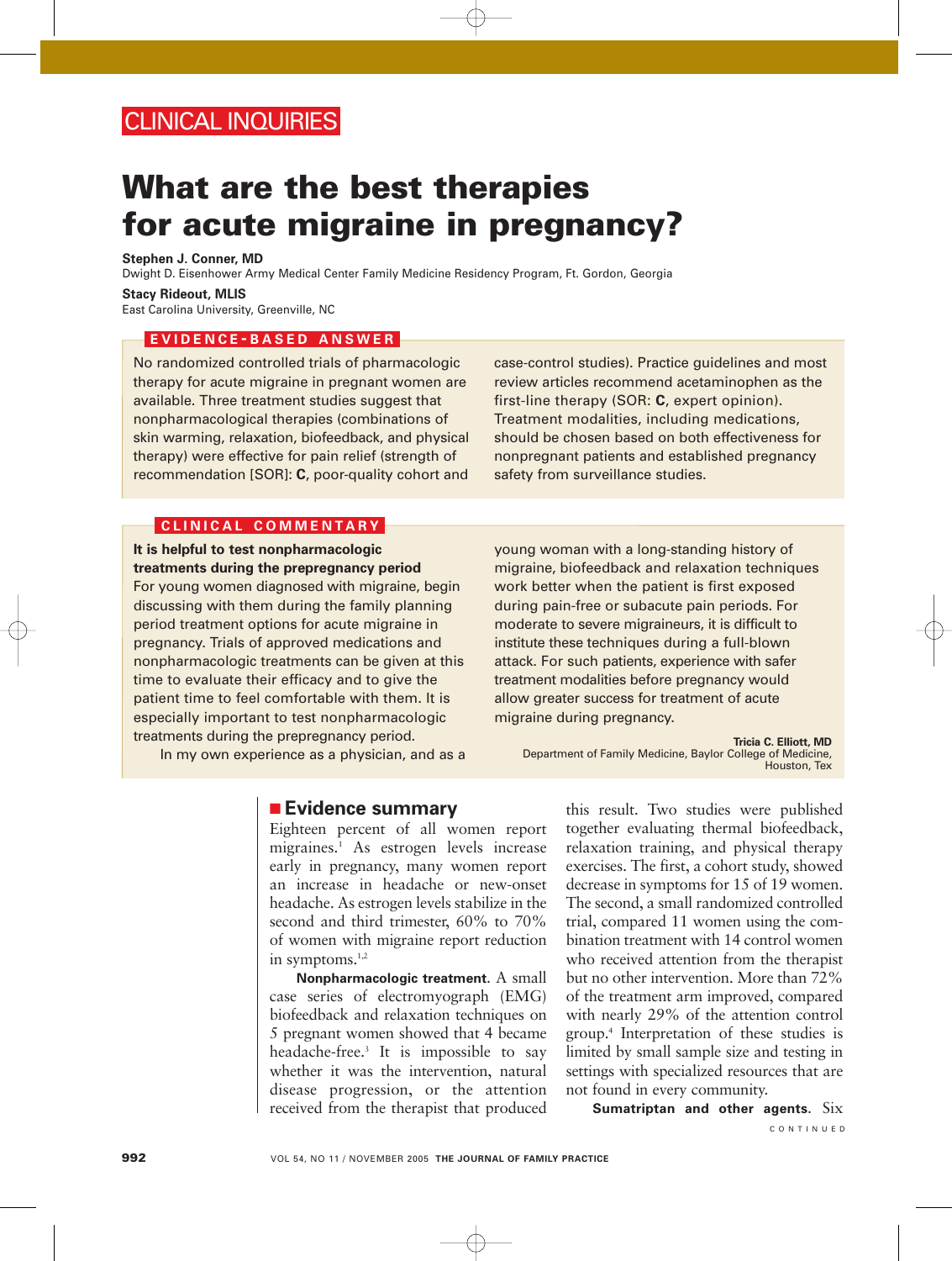CLINICAL INQUIRIES

# What are the best therapies for acute migraine in pregnancy?

**Stephen J. Conner, MD**
Dwight D. Eisenhower Army Medical Center Family Medicine Residency Program, Ft. Gordon, Georgia

**Stacy Rideout, MLIS**
East Carolina University, Greenville, NC

## EVIDENCE-BASED ANSWER

No randomized controlled trials of pharmacologic therapy for acute migraine in pregnant women are available. Three treatment studies suggest that nonpharmacological therapies (combinations of skin warming, relaxation, biofeedback, and physical therapy) were effective for pain relief (strength of recommendation [SOR]: **C**, poor-quality cohort and case-control studies). Practice guidelines and most review articles recommend acetaminophen as the first-line therapy (SOR: **C**, expert opinion). Treatment modalities, including medications, should be chosen based on both effectiveness for nonpregnant patients and established pregnancy safety from surveillance studies.

## CLINICAL COMMENTARY

**It is helpful to test nonpharmacologic treatments during the prepregnancy period**

For young women diagnosed with migraine, begin discussing with them during the family planning period treatment options for acute migraine in pregnancy. Trials of approved medications and nonpharmacologic treatments can be given at this time to evaluate their efficacy and to give the patient time to feel comfortable with them. It is especially important to test nonpharmacologic treatments during the prepregnancy period.

In my own experience as a physician, and as a young woman with a long-standing history of migraine, biofeedback and relaxation techniques work better when the patient is first exposed during pain-free or subacute pain periods. For moderate to severe migraineurs, it is difficult to institute these techniques during a full-blown attack. For such patients, experience with safer treatment modalities before pregnancy would allow greater success for treatment of acute migraine during pregnancy.

**Tricia C. Elliott, MD**
Department of Family Medicine, Baylor College of Medicine, Houston, Tex

## Evidence summary

Eighteen percent of all women report migraines.[1] As estrogen levels increase early in pregnancy, many women report an increase in headache or new-onset headache. As estrogen levels stabilize in the second and third trimester, 60% to 70% of women with migraine report reduction in symptoms.[1,2]

**Nonpharmacologic treatment.** A small case series of electromyograph (EMG) biofeedback and relaxation techniques on 5 pregnant women showed that 4 became headache-free.[3] It is impossible to say whether it was the intervention, natural disease progression, or the attention received from the therapist that produced this result. Two studies were published together evaluating thermal biofeedback, relaxation training, and physical therapy exercises. The first, a cohort study, showed decrease in symptoms for 15 of 19 women. The second, a small randomized controlled trial, compared 11 women using the combination treatment with 14 control women who received attention from the therapist but no other intervention. More than 72% of the treatment arm improved, compared with nearly 29% of the attention control group.[4] Interpretation of these studies is limited by small sample size and testing in settings with specialized resources that are not found in every community.

**Sumatriptan and other agents.** Six

CONTINUED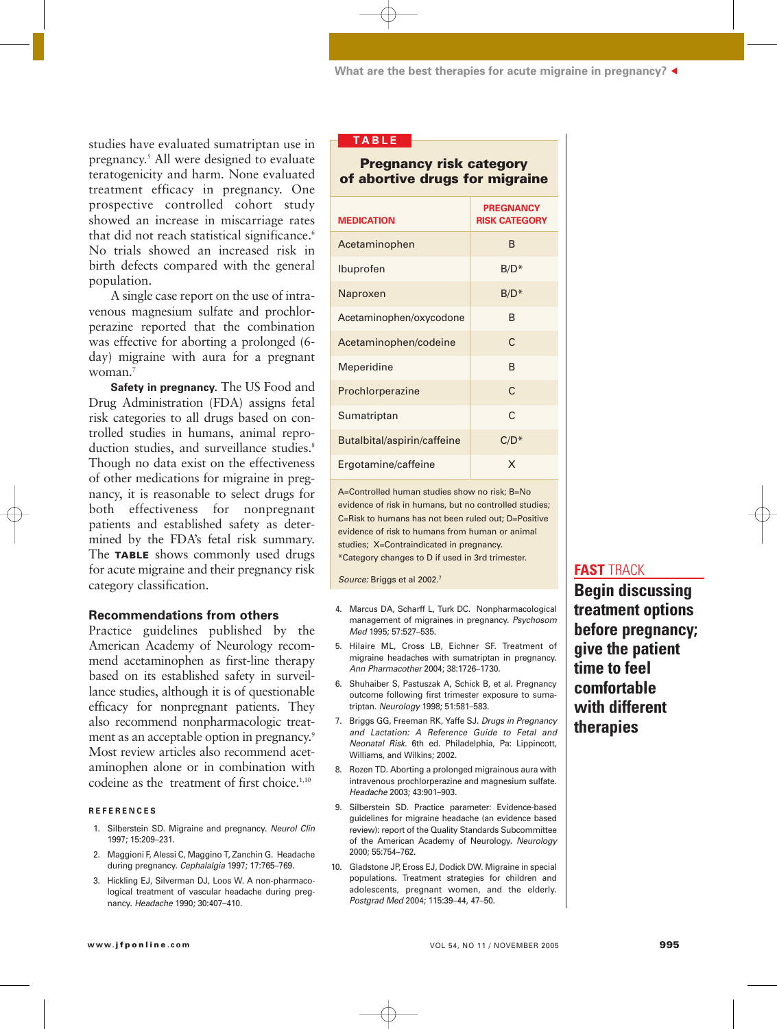studies have evaluated sumatriptan use in pregnancy.[5] All were designed to evaluate teratogenicity and harm. None evaluated treatment efficacy in pregnancy. One prospective controlled cohort study showed an increase in miscarriage rates that did not reach statistical significance.[6] No trials showed an increased risk in birth defects compared with the general population.

A single case report on the use of intravenous magnesium sulfate and prochlorperazine reported that the combination was effective for aborting a prolonged (6-day) migraine with aura for a pregnant woman.[7]

**Safety in pregnancy.** The US Food and Drug Administration (FDA) assigns fetal risk categories to all drugs based on controlled studies in humans, animal reproduction studies, and surveillance studies.[8] Though no data exist on the effectiveness of other medications for migraine in pregnancy, it is reasonable to select drugs for both effectiveness for nonpregnant patients and established safety as determined by the FDA's fetal risk summary. The **TABLE** shows commonly used drugs for acute migraine and their pregnancy risk category classification.

### Recommendations from others

Practice guidelines published by the American Academy of Neurology recommend acetaminophen as first-line therapy based on its established safety in surveillance studies, although it is of questionable efficacy for nonpregnant patients. They also recommend nonpharmacologic treatment as an acceptable option in pregnancy.[9] Most review articles also recommend acetaminophen alone or in combination with codeine as the treatment of first choice.[1,10]

**TABLE**

**Pregnancy risk category of abortive drugs for migraine**

| MEDICATION | PREGNANCY RISK CATEGORY |
|---|---|
| Acetaminophen | B |
| Ibuprofen | B/D* |
| Naproxen | B/D* |
| Acetaminophen/oxycodone | B |
| Acetaminophen/codeine | C |
| Meperidine | B |
| Prochlorperazine | C |
| Sumatriptan | C |
| Butalbital/aspirin/caffeine | C/D* |
| Ergotamine/caffeine | X |

A=Controlled human studies show no risk; B=No evidence of risk in humans, but no controlled studies; C=Risk to humans has not been ruled out; D=Positive evidence of risk to humans from human or animal studies; X=Contraindicated in pregnancy.
*Category changes to D if used in 3rd trimester.

*Source:* Briggs et al 2002.[7]

**FAST TRACK**

**Begin discussing treatment options before pregnancy; give the patient time to feel comfortable with different therapies**

#### REFERENCES

1. Silberstein SD. Migraine and pregnancy. *Neurol Clin* 1997; 15:209–231.
2. Maggioni F, Alessi C, Maggino T, Zanchin G. Headache during pregnancy. *Cephalalgia* 1997; 17:765–769.
3. Hickling EJ, Silverman DJ, Loos W. A non-pharmacological treatment of vascular headache during pregnancy. *Headache* 1990; 30:407–410.
4. Marcus DA, Scharff L, Turk DC. Nonpharmacological management of migraines in pregnancy. *Psychosom Med* 1995; 57:527–535.
5. Hilaire ML, Cross LB, Eichner SF. Treatment of migraine headaches with sumatriptan in pregnancy. *Ann Pharmacother* 2004; 38:1726–1730.
6. Shuhaiber S, Pastuszak A, Schick B, et al. Pregnancy outcome following first trimester exposure to sumatriptan. *Neurology* 1998; 51:581–583.
7. Briggs GG, Freeman RK, Yaffe SJ. *Drugs in Pregnancy and Lactation: A Reference Guide to Fetal and Neonatal Risk.* 6th ed. Philadelphia, Pa: Lippincott, Williams, and Wilkins; 2002.
8. Rozen TD. Aborting a prolonged migrainous aura with intravenous prochlorperazine and magnesium sulfate. *Headache* 2003; 43:901–903.
9. Silberstein SD. Practice parameter: Evidence-based guidelines for migraine headache (an evidence based review): report of the Quality Standards Subcommittee of the American Academy of Neurology. *Neurology* 2000; 55:754–762.
10. Gladstone JP, Eross EJ, Dodick DW. Migraine in special populations. Treatment strategies for children and adolescents, pregnant women, and the elderly. *Postgrad Med* 2004; 115:39–44, 47–50.